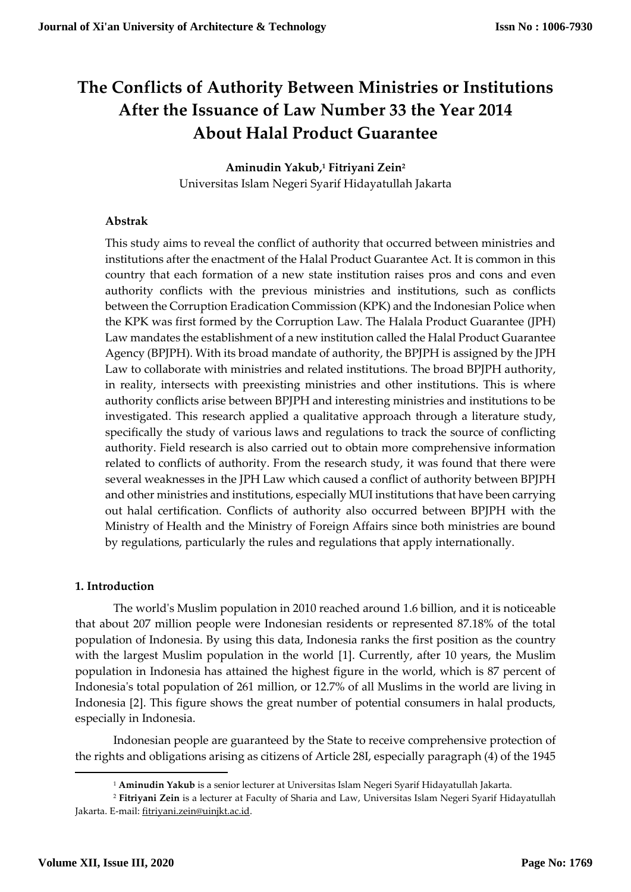# The Conflicts of Authority Between Ministries or Institutions After the Issuance of Law Number 33 the Year 2014 About Halal Product Guarantee

**Aminudin Yakub,[1] Fitriyani Zein[2]**

Universitas Islam Negeri Syarif Hidayatullah Jakarta

### Abstrak

This study aims to reveal the conflict of authority that occurred between ministries and institutions after the enactment of the Halal Product Guarantee Act. It is common in this country that each formation of a new state institution raises pros and cons and even authority conflicts with the previous ministries and institutions, such as conflicts between the Corruption Eradication Commission (KPK) and the Indonesian Police when the KPK was first formed by the Corruption Law. The Halala Product Guarantee (JPH) Law mandates the establishment of a new institution called the Halal Product Guarantee Agency (BPJPH). With its broad mandate of authority, the BPJPH is assigned by the JPH Law to collaborate with ministries and related institutions. The broad BPJPH authority, in reality, intersects with preexisting ministries and other institutions. This is where authority conflicts arise between BPJPH and interesting ministries and institutions to be investigated. This research applied a qualitative approach through a literature study, specifically the study of various laws and regulations to track the source of conflicting authority. Field research is also carried out to obtain more comprehensive information related to conflicts of authority. From the research study, it was found that there were several weaknesses in the JPH Law which caused a conflict of authority between BPJPH and other ministries and institutions, especially MUI institutions that have been carrying out halal certification. Conflicts of authority also occurred between BPJPH with the Ministry of Health and the Ministry of Foreign Affairs since both ministries are bound by regulations, particularly the rules and regulations that apply internationally.

### 1. Introduction

The world's Muslim population in 2010 reached around 1.6 billion, and it is noticeable that about 207 million people were Indonesian residents or represented 87.18% of the total population of Indonesia. By using this data, Indonesia ranks the first position as the country with the largest Muslim population in the world [1]. Currently, after 10 years, the Muslim population in Indonesia has attained the highest figure in the world, which is 87 percent of Indonesia's total population of 261 million, or 12.7% of all Muslims in the world are living in Indonesia [2]. This figure shows the great number of potential consumers in halal products, especially in Indonesia.

Indonesian people are guaranteed by the State to receive comprehensive protection of the rights and obligations arising as citizens of Article 28I, especially paragraph (4) of the 1945

---

[1] **Aminudin Yakub** is a senior lecturer at Universitas Islam Negeri Syarif Hidayatullah Jakarta.

[2] **Fitriyani Zein** is a lecturer at Faculty of Sharia and Law, Universitas Islam Negeri Syarif Hidayatullah Jakarta. E-mail: fitriyani.zein@uinjkt.ac.id.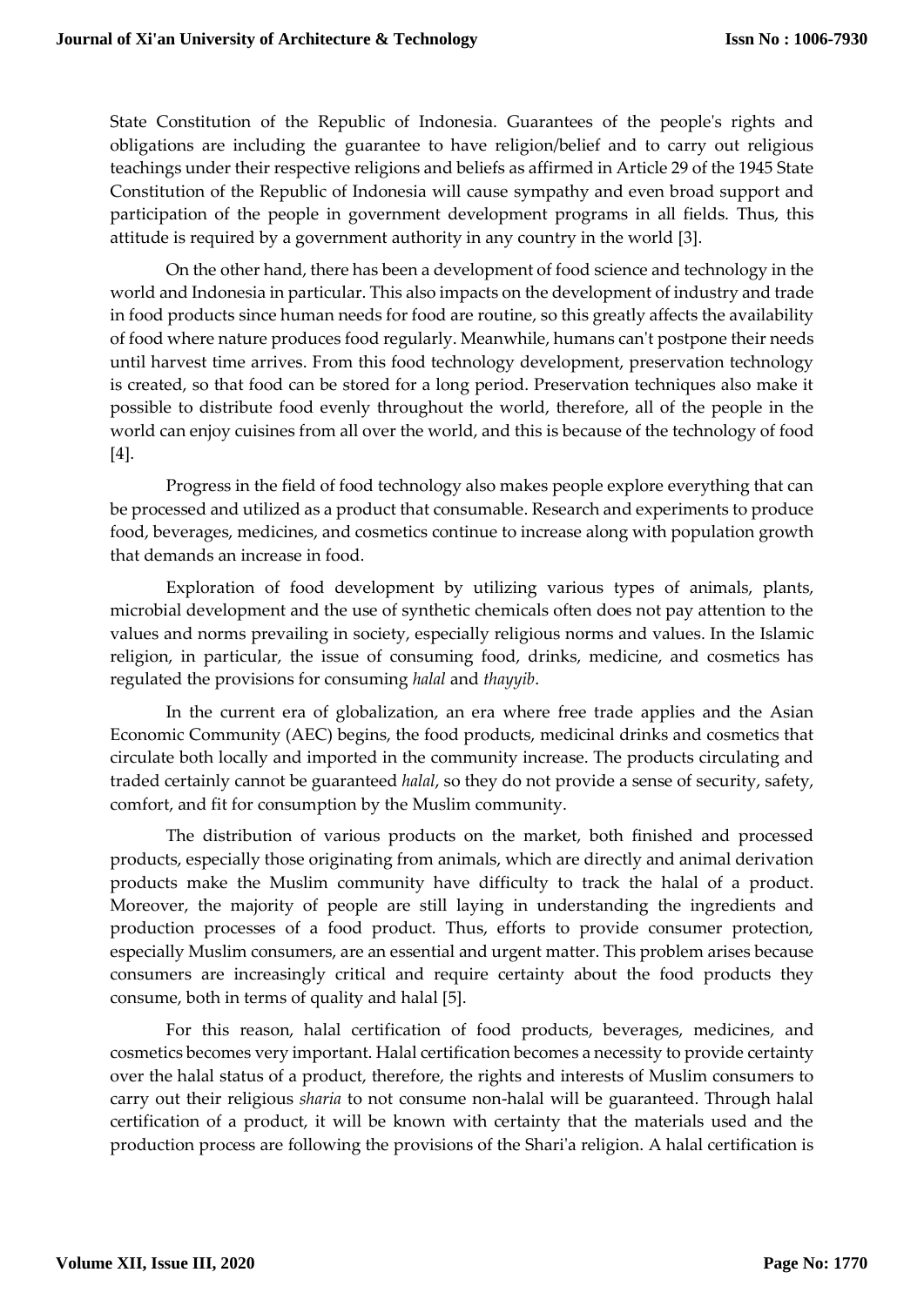State Constitution of the Republic of Indonesia. Guarantees of the people's rights and obligations are including the guarantee to have religion/belief and to carry out religious teachings under their respective religions and beliefs as affirmed in Article 29 of the 1945 State Constitution of the Republic of Indonesia will cause sympathy and even broad support and participation of the people in government development programs in all fields. Thus, this attitude is required by a government authority in any country in the world [3].

On the other hand, there has been a development of food science and technology in the world and Indonesia in particular. This also impacts on the development of industry and trade in food products since human needs for food are routine, so this greatly affects the availability of food where nature produces food regularly. Meanwhile, humans can't postpone their needs until harvest time arrives. From this food technology development, preservation technology is created, so that food can be stored for a long period. Preservation techniques also make it possible to distribute food evenly throughout the world, therefore, all of the people in the world can enjoy cuisines from all over the world, and this is because of the technology of food [4].

Progress in the field of food technology also makes people explore everything that can be processed and utilized as a product that consumable. Research and experiments to produce food, beverages, medicines, and cosmetics continue to increase along with population growth that demands an increase in food.

Exploration of food development by utilizing various types of animals, plants, microbial development and the use of synthetic chemicals often does not pay attention to the values and norms prevailing in society, especially religious norms and values. In the Islamic religion, in particular, the issue of consuming food, drinks, medicine, and cosmetics has regulated the provisions for consuming *halal* and *thayyib*.

In the current era of globalization, an era where free trade applies and the Asian Economic Community (AEC) begins, the food products, medicinal drinks and cosmetics that circulate both locally and imported in the community increase. The products circulating and traded certainly cannot be guaranteed *halal*, so they do not provide a sense of security, safety, comfort, and fit for consumption by the Muslim community.

The distribution of various products on the market, both finished and processed products, especially those originating from animals, which are directly and animal derivation products make the Muslim community have difficulty to track the halal of a product. Moreover, the majority of people are still laying in understanding the ingredients and production processes of a food product. Thus, efforts to provide consumer protection, especially Muslim consumers, are an essential and urgent matter. This problem arises because consumers are increasingly critical and require certainty about the food products they consume, both in terms of quality and halal [5].

For this reason, halal certification of food products, beverages, medicines, and cosmetics becomes very important. Halal certification becomes a necessity to provide certainty over the halal status of a product, therefore, the rights and interests of Muslim consumers to carry out their religious *sharia* to not consume non-halal will be guaranteed. Through halal certification of a product, it will be known with certainty that the materials used and the production process are following the provisions of the Shari'a religion. A halal certification is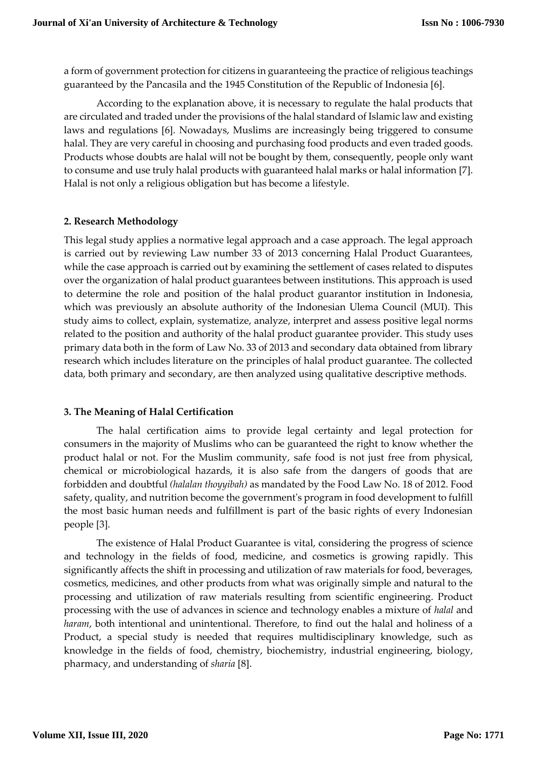a form of government protection for citizens in guaranteeing the practice of religious teachings guaranteed by the Pancasila and the 1945 Constitution of the Republic of Indonesia [6].

According to the explanation above, it is necessary to regulate the halal products that are circulated and traded under the provisions of the halal standard of Islamic law and existing laws and regulations [6]. Nowadays, Muslims are increasingly being triggered to consume halal. They are very careful in choosing and purchasing food products and even traded goods. Products whose doubts are halal will not be bought by them, consequently, people only want to consume and use truly halal products with guaranteed halal marks or halal information [7]. Halal is not only a religious obligation but has become a lifestyle.

## 2. Research Methodology

This legal study applies a normative legal approach and a case approach. The legal approach is carried out by reviewing Law number 33 of 2013 concerning Halal Product Guarantees, while the case approach is carried out by examining the settlement of cases related to disputes over the organization of halal product guarantees between institutions. This approach is used to determine the role and position of the halal product guarantor institution in Indonesia, which was previously an absolute authority of the Indonesian Ulema Council (MUI). This study aims to collect, explain, systematize, analyze, interpret and assess positive legal norms related to the position and authority of the halal product guarantee provider. This study uses primary data both in the form of Law No. 33 of 2013 and secondary data obtained from library research which includes literature on the principles of halal product guarantee. The collected data, both primary and secondary, are then analyzed using qualitative descriptive methods.

## 3. The Meaning of Halal Certification

The halal certification aims to provide legal certainty and legal protection for consumers in the majority of Muslims who can be guaranteed the right to know whether the product halal or not. For the Muslim community, safe food is not just free from physical, chemical or microbiological hazards, it is also safe from the dangers of goods that are forbidden and doubtful *(halalan thoyyibah)* as mandated by the Food Law No. 18 of 2012. Food safety, quality, and nutrition become the government's program in food development to fulfill the most basic human needs and fulfillment is part of the basic rights of every Indonesian people [3].

The existence of Halal Product Guarantee is vital, considering the progress of science and technology in the fields of food, medicine, and cosmetics is growing rapidly. This significantly affects the shift in processing and utilization of raw materials for food, beverages, cosmetics, medicines, and other products from what was originally simple and natural to the processing and utilization of raw materials resulting from scientific engineering. Product processing with the use of advances in science and technology enables a mixture of *halal* and *haram*, both intentional and unintentional. Therefore, to find out the halal and holiness of a Product, a special study is needed that requires multidisciplinary knowledge, such as knowledge in the fields of food, chemistry, biochemistry, industrial engineering, biology, pharmacy, and understanding of *sharia* [8].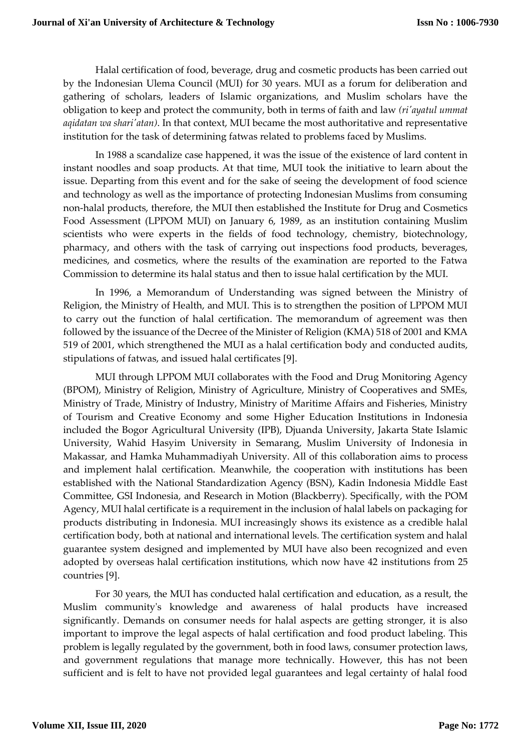Halal certification of food, beverage, drug and cosmetic products has been carried out by the Indonesian Ulema Council (MUI) for 30 years. MUI as a forum for deliberation and gathering of scholars, leaders of Islamic organizations, and Muslim scholars have the obligation to keep and protect the community, both in terms of faith and law *(ri'ayatul ummat aqidatan wa shari'atan)*. In that context, MUI became the most authoritative and representative institution for the task of determining fatwas related to problems faced by Muslims.

In 1988 a scandalize case happened, it was the issue of the existence of lard content in instant noodles and soap products. At that time, MUI took the initiative to learn about the issue. Departing from this event and for the sake of seeing the development of food science and technology as well as the importance of protecting Indonesian Muslims from consuming non-halal products, therefore, the MUI then established the Institute for Drug and Cosmetics Food Assessment (LPPOM MUI) on January 6, 1989, as an institution containing Muslim scientists who were experts in the fields of food technology, chemistry, biotechnology, pharmacy, and others with the task of carrying out inspections food products, beverages, medicines, and cosmetics, where the results of the examination are reported to the Fatwa Commission to determine its halal status and then to issue halal certification by the MUI.

In 1996, a Memorandum of Understanding was signed between the Ministry of Religion, the Ministry of Health, and MUI. This is to strengthen the position of LPPOM MUI to carry out the function of halal certification. The memorandum of agreement was then followed by the issuance of the Decree of the Minister of Religion (KMA) 518 of 2001 and KMA 519 of 2001, which strengthened the MUI as a halal certification body and conducted audits, stipulations of fatwas, and issued halal certificates [9].

MUI through LPPOM MUI collaborates with the Food and Drug Monitoring Agency (BPOM), Ministry of Religion, Ministry of Agriculture, Ministry of Cooperatives and SMEs, Ministry of Trade, Ministry of Industry, Ministry of Maritime Affairs and Fisheries, Ministry of Tourism and Creative Economy and some Higher Education Institutions in Indonesia included the Bogor Agricultural University (IPB), Djuanda University, Jakarta State Islamic University, Wahid Hasyim University in Semarang, Muslim University of Indonesia in Makassar, and Hamka Muhammadiyah University. All of this collaboration aims to process and implement halal certification. Meanwhile, the cooperation with institutions has been established with the National Standardization Agency (BSN), Kadin Indonesia Middle East Committee, GSI Indonesia, and Research in Motion (Blackberry). Specifically, with the POM Agency, MUI halal certificate is a requirement in the inclusion of halal labels on packaging for products distributing in Indonesia. MUI increasingly shows its existence as a credible halal certification body, both at national and international levels. The certification system and halal guarantee system designed and implemented by MUI have also been recognized and even adopted by overseas halal certification institutions, which now have 42 institutions from 25 countries [9].

For 30 years, the MUI has conducted halal certification and education, as a result, the Muslim community's knowledge and awareness of halal products have increased significantly. Demands on consumer needs for halal aspects are getting stronger, it is also important to improve the legal aspects of halal certification and food product labeling. This problem is legally regulated by the government, both in food laws, consumer protection laws, and government regulations that manage more technically. However, this has not been sufficient and is felt to have not provided legal guarantees and legal certainty of halal food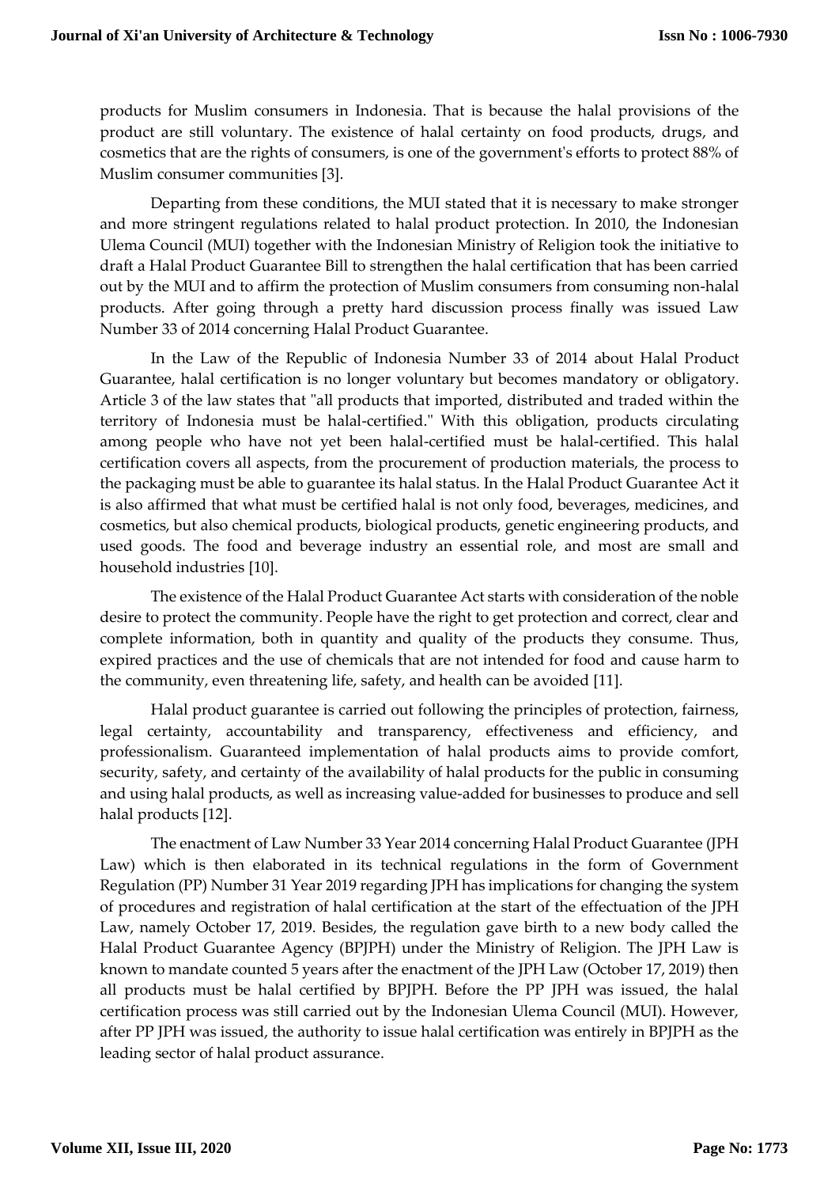products for Muslim consumers in Indonesia. That is because the halal provisions of the product are still voluntary. The existence of halal certainty on food products, drugs, and cosmetics that are the rights of consumers, is one of the government's efforts to protect 88% of Muslim consumer communities [3].

Departing from these conditions, the MUI stated that it is necessary to make stronger and more stringent regulations related to halal product protection. In 2010, the Indonesian Ulema Council (MUI) together with the Indonesian Ministry of Religion took the initiative to draft a Halal Product Guarantee Bill to strengthen the halal certification that has been carried out by the MUI and to affirm the protection of Muslim consumers from consuming non-halal products. After going through a pretty hard discussion process finally was issued Law Number 33 of 2014 concerning Halal Product Guarantee.

In the Law of the Republic of Indonesia Number 33 of 2014 about Halal Product Guarantee, halal certification is no longer voluntary but becomes mandatory or obligatory. Article 3 of the law states that "all products that imported, distributed and traded within the territory of Indonesia must be halal-certified." With this obligation, products circulating among people who have not yet been halal-certified must be halal-certified. This halal certification covers all aspects, from the procurement of production materials, the process to the packaging must be able to guarantee its halal status. In the Halal Product Guarantee Act it is also affirmed that what must be certified halal is not only food, beverages, medicines, and cosmetics, but also chemical products, biological products, genetic engineering products, and used goods. The food and beverage industry an essential role, and most are small and household industries [10].

The existence of the Halal Product Guarantee Act starts with consideration of the noble desire to protect the community. People have the right to get protection and correct, clear and complete information, both in quantity and quality of the products they consume. Thus, expired practices and the use of chemicals that are not intended for food and cause harm to the community, even threatening life, safety, and health can be avoided [11].

Halal product guarantee is carried out following the principles of protection, fairness, legal certainty, accountability and transparency, effectiveness and efficiency, and professionalism. Guaranteed implementation of halal products aims to provide comfort, security, safety, and certainty of the availability of halal products for the public in consuming and using halal products, as well as increasing value-added for businesses to produce and sell halal products [12].

The enactment of Law Number 33 Year 2014 concerning Halal Product Guarantee (JPH Law) which is then elaborated in its technical regulations in the form of Government Regulation (PP) Number 31 Year 2019 regarding JPH has implications for changing the system of procedures and registration of halal certification at the start of the effectuation of the JPH Law, namely October 17, 2019. Besides, the regulation gave birth to a new body called the Halal Product Guarantee Agency (BPJPH) under the Ministry of Religion. The JPH Law is known to mandate counted 5 years after the enactment of the JPH Law (October 17, 2019) then all products must be halal certified by BPJPH. Before the PP JPH was issued, the halal certification process was still carried out by the Indonesian Ulema Council (MUI). However, after PP JPH was issued, the authority to issue halal certification was entirely in BPJPH as the leading sector of halal product assurance.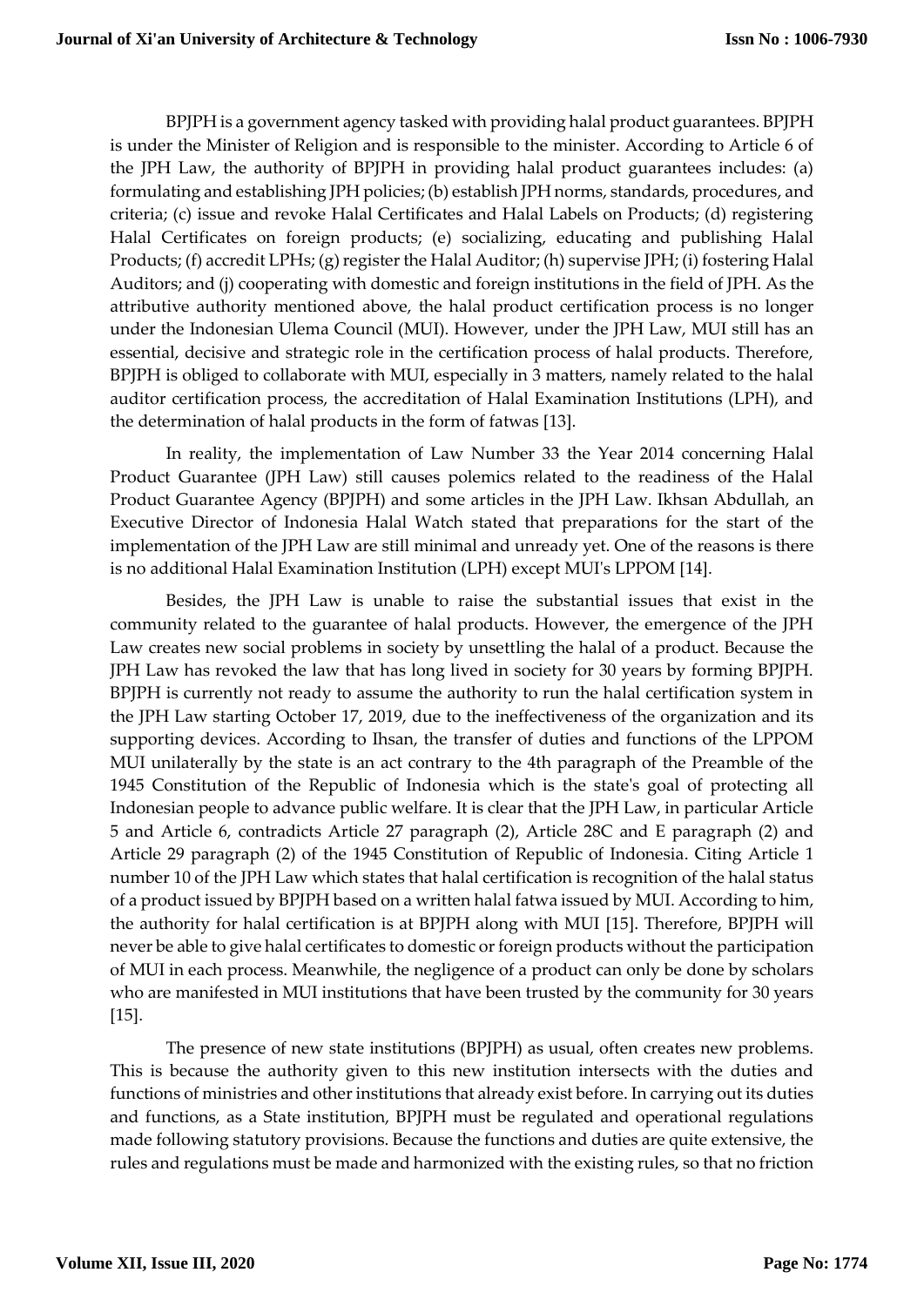BPJPH is a government agency tasked with providing halal product guarantees. BPJPH is under the Minister of Religion and is responsible to the minister. According to Article 6 of the JPH Law, the authority of BPJPH in providing halal product guarantees includes: (a) formulating and establishing JPH policies; (b) establish JPH norms, standards, procedures, and criteria; (c) issue and revoke Halal Certificates and Halal Labels on Products; (d) registering Halal Certificates on foreign products; (e) socializing, educating and publishing Halal Products; (f) accredit LPHs; (g) register the Halal Auditor; (h) supervise JPH; (i) fostering Halal Auditors; and (j) cooperating with domestic and foreign institutions in the field of JPH. As the attributive authority mentioned above, the halal product certification process is no longer under the Indonesian Ulema Council (MUI). However, under the JPH Law, MUI still has an essential, decisive and strategic role in the certification process of halal products. Therefore, BPJPH is obliged to collaborate with MUI, especially in 3 matters, namely related to the halal auditor certification process, the accreditation of Halal Examination Institutions (LPH), and the determination of halal products in the form of fatwas [13].

In reality, the implementation of Law Number 33 the Year 2014 concerning Halal Product Guarantee (JPH Law) still causes polemics related to the readiness of the Halal Product Guarantee Agency (BPJPH) and some articles in the JPH Law. Ikhsan Abdullah, an Executive Director of Indonesia Halal Watch stated that preparations for the start of the implementation of the JPH Law are still minimal and unready yet. One of the reasons is there is no additional Halal Examination Institution (LPH) except MUI's LPPOM [14].

Besides, the JPH Law is unable to raise the substantial issues that exist in the community related to the guarantee of halal products. However, the emergence of the JPH Law creates new social problems in society by unsettling the halal of a product. Because the JPH Law has revoked the law that has long lived in society for 30 years by forming BPJPH. BPJPH is currently not ready to assume the authority to run the halal certification system in the JPH Law starting October 17, 2019, due to the ineffectiveness of the organization and its supporting devices. According to Ihsan, the transfer of duties and functions of the LPPOM MUI unilaterally by the state is an act contrary to the 4th paragraph of the Preamble of the 1945 Constitution of the Republic of Indonesia which is the state's goal of protecting all Indonesian people to advance public welfare. It is clear that the JPH Law, in particular Article 5 and Article 6, contradicts Article 27 paragraph (2), Article 28C and E paragraph (2) and Article 29 paragraph (2) of the 1945 Constitution of Republic of Indonesia. Citing Article 1 number 10 of the JPH Law which states that halal certification is recognition of the halal status of a product issued by BPJPH based on a written halal fatwa issued by MUI. According to him, the authority for halal certification is at BPJPH along with MUI [15]. Therefore, BPJPH will never be able to give halal certificates to domestic or foreign products without the participation of MUI in each process. Meanwhile, the negligence of a product can only be done by scholars who are manifested in MUI institutions that have been trusted by the community for 30 years [15].

The presence of new state institutions (BPJPH) as usual, often creates new problems. This is because the authority given to this new institution intersects with the duties and functions of ministries and other institutions that already exist before. In carrying out its duties and functions, as a State institution, BPJPH must be regulated and operational regulations made following statutory provisions. Because the functions and duties are quite extensive, the rules and regulations must be made and harmonized with the existing rules, so that no friction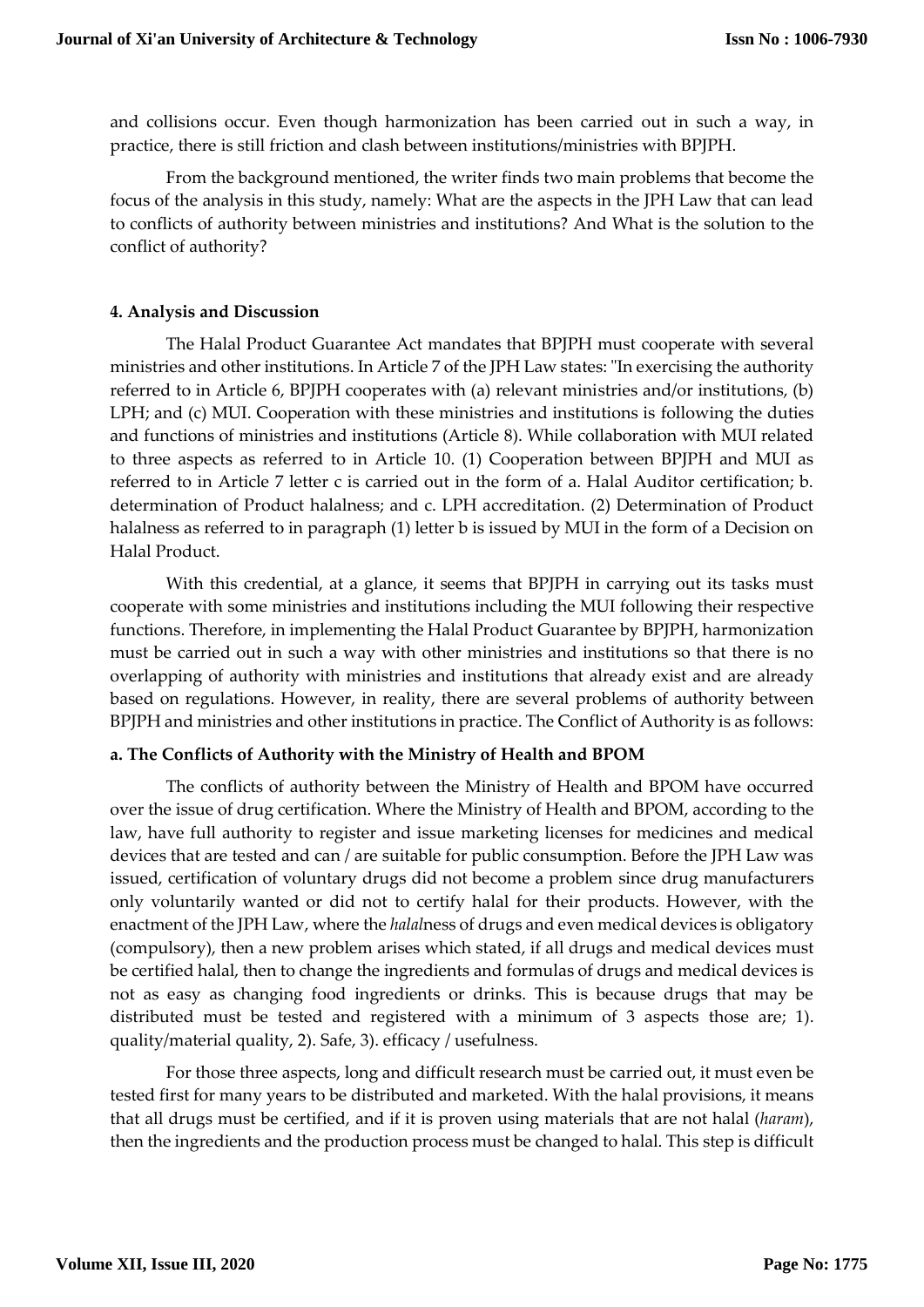and collisions occur. Even though harmonization has been carried out in such a way, in practice, there is still friction and clash between institutions/ministries with BPJPH.

From the background mentioned, the writer finds two main problems that become the focus of the analysis in this study, namely: What are the aspects in the JPH Law that can lead to conflicts of authority between ministries and institutions? And What is the solution to the conflict of authority?

## 4. Analysis and Discussion

The Halal Product Guarantee Act mandates that BPJPH must cooperate with several ministries and other institutions. In Article 7 of the JPH Law states: "In exercising the authority referred to in Article 6, BPJPH cooperates with (a) relevant ministries and/or institutions, (b) LPH; and (c) MUI. Cooperation with these ministries and institutions is following the duties and functions of ministries and institutions (Article 8). While collaboration with MUI related to three aspects as referred to in Article 10. (1) Cooperation between BPJPH and MUI as referred to in Article 7 letter c is carried out in the form of a. Halal Auditor certification; b. determination of Product halalness; and c. LPH accreditation. (2) Determination of Product halalness as referred to in paragraph (1) letter b is issued by MUI in the form of a Decision on Halal Product.

With this credential, at a glance, it seems that BPJPH in carrying out its tasks must cooperate with some ministries and institutions including the MUI following their respective functions. Therefore, in implementing the Halal Product Guarantee by BPJPH, harmonization must be carried out in such a way with other ministries and institutions so that there is no overlapping of authority with ministries and institutions that already exist and are already based on regulations. However, in reality, there are several problems of authority between BPJPH and ministries and other institutions in practice. The Conflict of Authority is as follows:

### a. The Conflicts of Authority with the Ministry of Health and BPOM

The conflicts of authority between the Ministry of Health and BPOM have occurred over the issue of drug certification. Where the Ministry of Health and BPOM, according to the law, have full authority to register and issue marketing licenses for medicines and medical devices that are tested and can / are suitable for public consumption. Before the JPH Law was issued, certification of voluntary drugs did not become a problem since drug manufacturers only voluntarily wanted or did not to certify halal for their products. However, with the enactment of the JPH Law, where the *halal*ness of drugs and even medical devices is obligatory (compulsory), then a new problem arises which stated, if all drugs and medical devices must be certified halal, then to change the ingredients and formulas of drugs and medical devices is not as easy as changing food ingredients or drinks. This is because drugs that may be distributed must be tested and registered with a minimum of 3 aspects those are; 1). quality/material quality, 2). Safe, 3). efficacy / usefulness.

For those three aspects, long and difficult research must be carried out, it must even be tested first for many years to be distributed and marketed. With the halal provisions, it means that all drugs must be certified, and if it is proven using materials that are not halal (*haram*), then the ingredients and the production process must be changed to halal. This step is difficult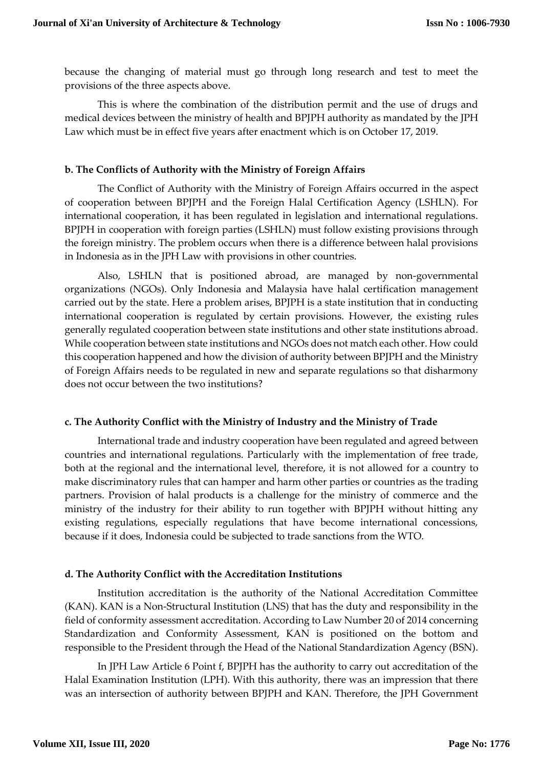because the changing of material must go through long research and test to meet the provisions of the three aspects above.

This is where the combination of the distribution permit and the use of drugs and medical devices between the ministry of health and BPJPH authority as mandated by the JPH Law which must be in effect five years after enactment which is on October 17, 2019.

#### b. The Conflicts of Authority with the Ministry of Foreign Affairs

The Conflict of Authority with the Ministry of Foreign Affairs occurred in the aspect of cooperation between BPJPH and the Foreign Halal Certification Agency (LSHLN). For international cooperation, it has been regulated in legislation and international regulations. BPJPH in cooperation with foreign parties (LSHLN) must follow existing provisions through the foreign ministry. The problem occurs when there is a difference between halal provisions in Indonesia as in the JPH Law with provisions in other countries.

Also, LSHLN that is positioned abroad, are managed by non-governmental organizations (NGOs). Only Indonesia and Malaysia have halal certification management carried out by the state. Here a problem arises, BPJPH is a state institution that in conducting international cooperation is regulated by certain provisions. However, the existing rules generally regulated cooperation between state institutions and other state institutions abroad. While cooperation between state institutions and NGOs does not match each other. How could this cooperation happened and how the division of authority between BPJPH and the Ministry of Foreign Affairs needs to be regulated in new and separate regulations so that disharmony does not occur between the two institutions?

#### c. The Authority Conflict with the Ministry of Industry and the Ministry of Trade

International trade and industry cooperation have been regulated and agreed between countries and international regulations. Particularly with the implementation of free trade, both at the regional and the international level, therefore, it is not allowed for a country to make discriminatory rules that can hamper and harm other parties or countries as the trading partners. Provision of halal products is a challenge for the ministry of commerce and the ministry of the industry for their ability to run together with BPJPH without hitting any existing regulations, especially regulations that have become international concessions, because if it does, Indonesia could be subjected to trade sanctions from the WTO.

#### d. The Authority Conflict with the Accreditation Institutions

Institution accreditation is the authority of the National Accreditation Committee (KAN). KAN is a Non-Structural Institution (LNS) that has the duty and responsibility in the field of conformity assessment accreditation. According to Law Number 20 of 2014 concerning Standardization and Conformity Assessment, KAN is positioned on the bottom and responsible to the President through the Head of the National Standardization Agency (BSN).

In JPH Law Article 6 Point f, BPJPH has the authority to carry out accreditation of the Halal Examination Institution (LPH). With this authority, there was an impression that there was an intersection of authority between BPJPH and KAN. Therefore, the JPH Government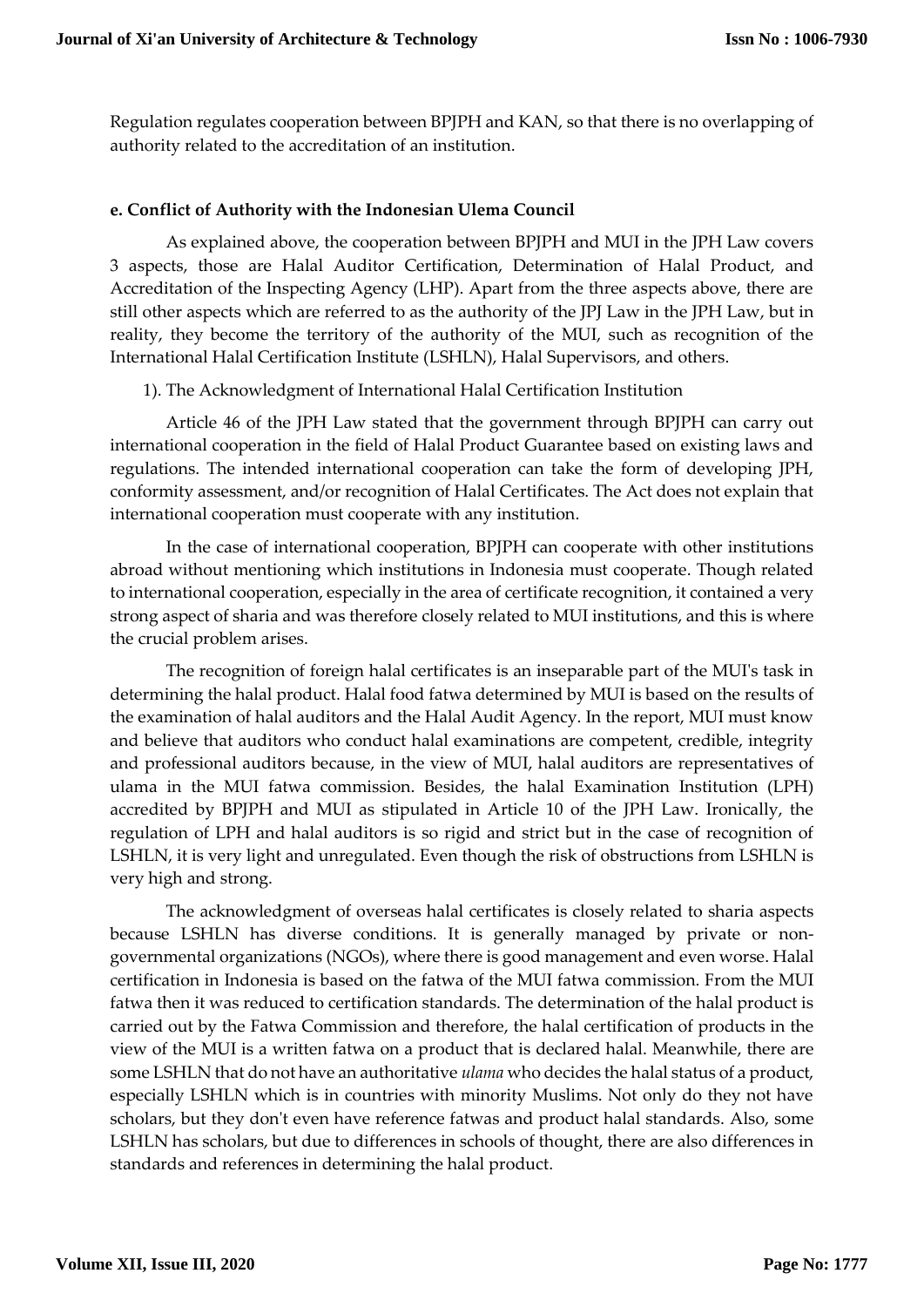Regulation regulates cooperation between BPJPH and KAN, so that there is no overlapping of authority related to the accreditation of an institution.

**e. Conflict of Authority with the Indonesian Ulema Council**

As explained above, the cooperation between BPJPH and MUI in the JPH Law covers 3 aspects, those are Halal Auditor Certification, Determination of Halal Product, and Accreditation of the Inspecting Agency (LHP). Apart from the three aspects above, there are still other aspects which are referred to as the authority of the JPJ Law in the JPH Law, but in reality, they become the territory of the authority of the MUI, such as recognition of the International Halal Certification Institute (LSHLN), Halal Supervisors, and others.

1). The Acknowledgment of International Halal Certification Institution

Article 46 of the JPH Law stated that the government through BPJPH can carry out international cooperation in the field of Halal Product Guarantee based on existing laws and regulations. The intended international cooperation can take the form of developing JPH, conformity assessment, and/or recognition of Halal Certificates. The Act does not explain that international cooperation must cooperate with any institution.

In the case of international cooperation, BPJPH can cooperate with other institutions abroad without mentioning which institutions in Indonesia must cooperate. Though related to international cooperation, especially in the area of certificate recognition, it contained a very strong aspect of sharia and was therefore closely related to MUI institutions, and this is where the crucial problem arises.

The recognition of foreign halal certificates is an inseparable part of the MUI's task in determining the halal product. Halal food fatwa determined by MUI is based on the results of the examination of halal auditors and the Halal Audit Agency. In the report, MUI must know and believe that auditors who conduct halal examinations are competent, credible, integrity and professional auditors because, in the view of MUI, halal auditors are representatives of ulama in the MUI fatwa commission. Besides, the halal Examination Institution (LPH) accredited by BPJPH and MUI as stipulated in Article 10 of the JPH Law. Ironically, the regulation of LPH and halal auditors is so rigid and strict but in the case of recognition of LSHLN, it is very light and unregulated. Even though the risk of obstructions from LSHLN is very high and strong.

The acknowledgment of overseas halal certificates is closely related to sharia aspects because LSHLN has diverse conditions. It is generally managed by private or non-governmental organizations (NGOs), where there is good management and even worse. Halal certification in Indonesia is based on the fatwa of the MUI fatwa commission. From the MUI fatwa then it was reduced to certification standards. The determination of the halal product is carried out by the Fatwa Commission and therefore, the halal certification of products in the view of the MUI is a written fatwa on a product that is declared halal. Meanwhile, there are some LSHLN that do not have an authoritative *ulama* who decides the halal status of a product, especially LSHLN which is in countries with minority Muslims. Not only do they not have scholars, but they don't even have reference fatwas and product halal standards. Also, some LSHLN has scholars, but due to differences in schools of thought, there are also differences in standards and references in determining the halal product.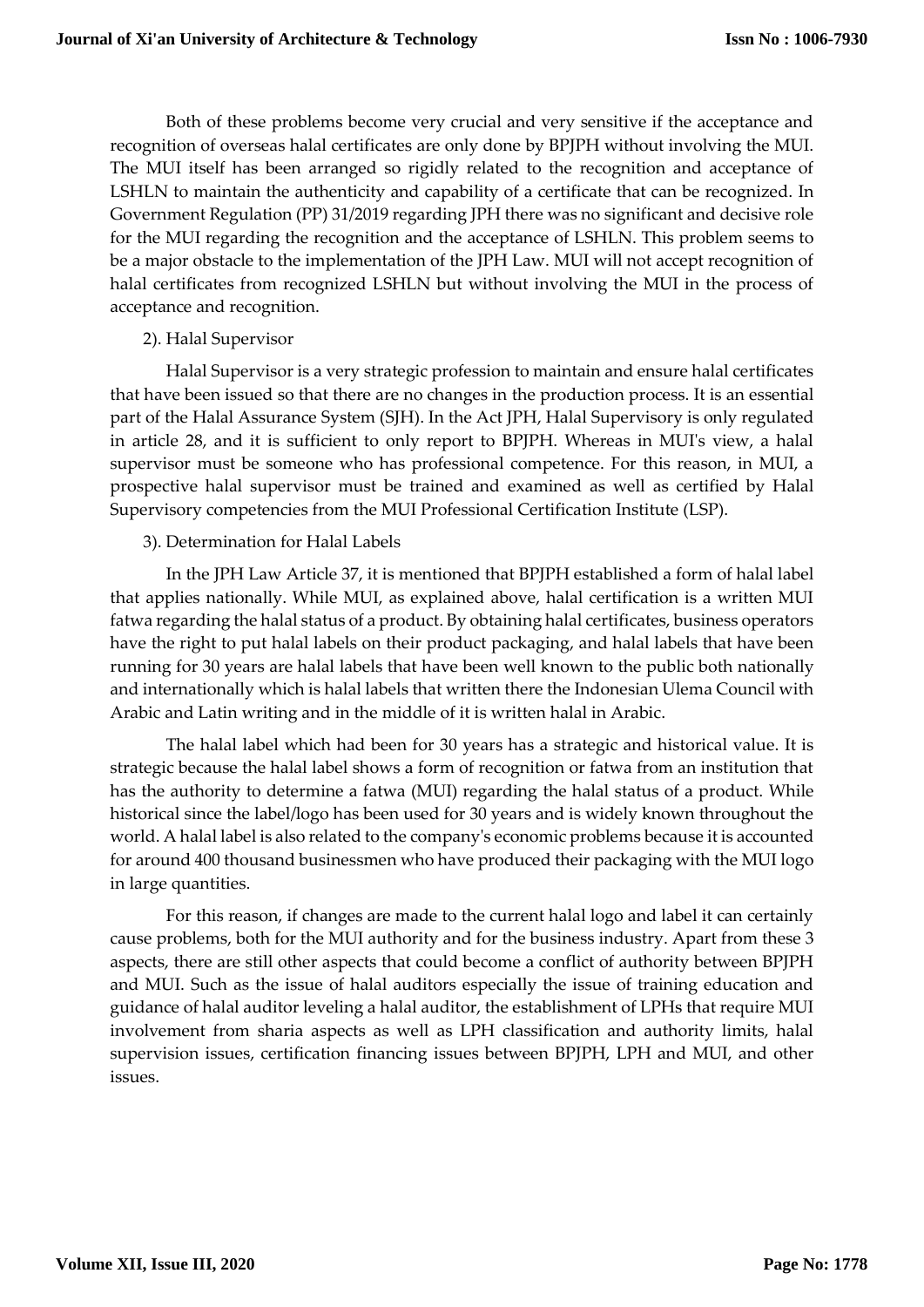Both of these problems become very crucial and very sensitive if the acceptance and recognition of overseas halal certificates are only done by BPJPH without involving the MUI. The MUI itself has been arranged so rigidly related to the recognition and acceptance of LSHLN to maintain the authenticity and capability of a certificate that can be recognized. In Government Regulation (PP) 31/2019 regarding JPH there was no significant and decisive role for the MUI regarding the recognition and the acceptance of LSHLN. This problem seems to be a major obstacle to the implementation of the JPH Law. MUI will not accept recognition of halal certificates from recognized LSHLN but without involving the MUI in the process of acceptance and recognition.

2). Halal Supervisor

Halal Supervisor is a very strategic profession to maintain and ensure halal certificates that have been issued so that there are no changes in the production process. It is an essential part of the Halal Assurance System (SJH). In the Act JPH, Halal Supervisory is only regulated in article 28, and it is sufficient to only report to BPJPH. Whereas in MUI's view, a halal supervisor must be someone who has professional competence. For this reason, in MUI, a prospective halal supervisor must be trained and examined as well as certified by Halal Supervisory competencies from the MUI Professional Certification Institute (LSP).

3). Determination for Halal Labels

In the JPH Law Article 37, it is mentioned that BPJPH established a form of halal label that applies nationally. While MUI, as explained above, halal certification is a written MUI fatwa regarding the halal status of a product. By obtaining halal certificates, business operators have the right to put halal labels on their product packaging, and halal labels that have been running for 30 years are halal labels that have been well known to the public both nationally and internationally which is halal labels that written there the Indonesian Ulema Council with Arabic and Latin writing and in the middle of it is written halal in Arabic.

The halal label which had been for 30 years has a strategic and historical value. It is strategic because the halal label shows a form of recognition or fatwa from an institution that has the authority to determine a fatwa (MUI) regarding the halal status of a product. While historical since the label/logo has been used for 30 years and is widely known throughout the world. A halal label is also related to the company's economic problems because it is accounted for around 400 thousand businessmen who have produced their packaging with the MUI logo in large quantities.

For this reason, if changes are made to the current halal logo and label it can certainly cause problems, both for the MUI authority and for the business industry. Apart from these 3 aspects, there are still other aspects that could become a conflict of authority between BPJPH and MUI. Such as the issue of halal auditors especially the issue of training education and guidance of halal auditor leveling a halal auditor, the establishment of LPHs that require MUI involvement from sharia aspects as well as LPH classification and authority limits, halal supervision issues, certification financing issues between BPJPH, LPH and MUI, and other issues.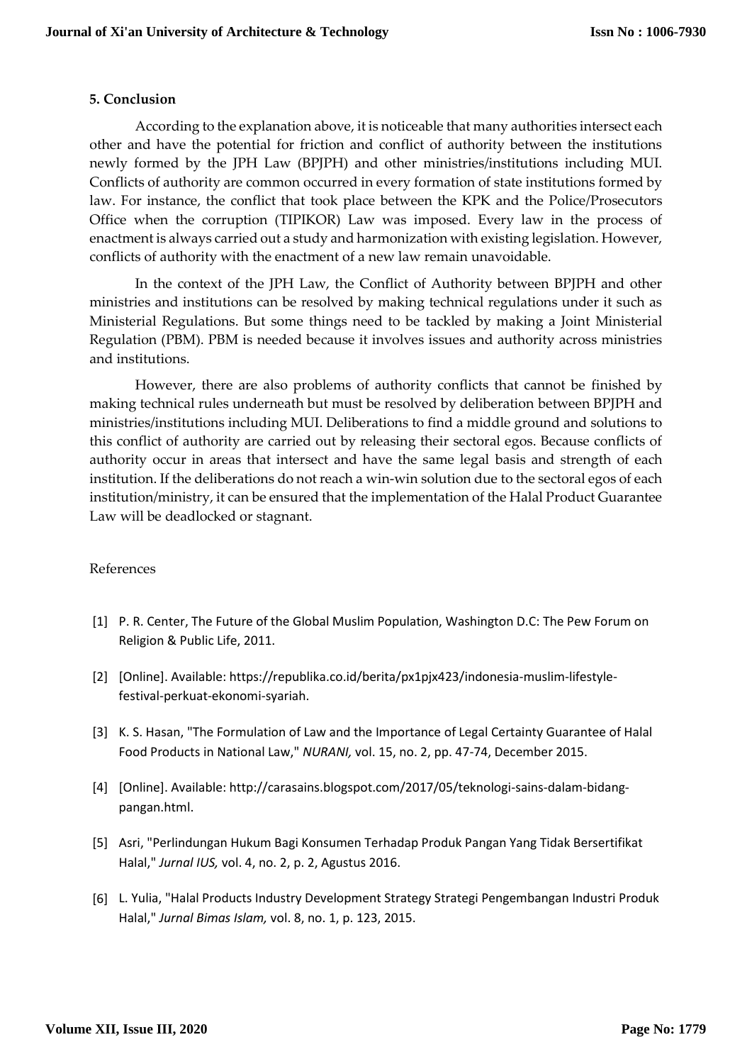### 5. Conclusion

According to the explanation above, it is noticeable that many authorities intersect each other and have the potential for friction and conflict of authority between the institutions newly formed by the JPH Law (BPJPH) and other ministries/institutions including MUI. Conflicts of authority are common occurred in every formation of state institutions formed by law. For instance, the conflict that took place between the KPK and the Police/Prosecutors Office when the corruption (TIPIKOR) Law was imposed. Every law in the process of enactment is always carried out a study and harmonization with existing legislation. However, conflicts of authority with the enactment of a new law remain unavoidable.

In the context of the JPH Law, the Conflict of Authority between BPJPH and other ministries and institutions can be resolved by making technical regulations under it such as Ministerial Regulations. But some things need to be tackled by making a Joint Ministerial Regulation (PBM). PBM is needed because it involves issues and authority across ministries and institutions.

However, there are also problems of authority conflicts that cannot be finished by making technical rules underneath but must be resolved by deliberation between BPJPH and ministries/institutions including MUI. Deliberations to find a middle ground and solutions to this conflict of authority are carried out by releasing their sectoral egos. Because conflicts of authority occur in areas that intersect and have the same legal basis and strength of each institution. If the deliberations do not reach a win-win solution due to the sectoral egos of each institution/ministry, it can be ensured that the implementation of the Halal Product Guarantee Law will be deadlocked or stagnant.

References

[1] P. R. Center, The Future of the Global Muslim Population, Washington D.C: The Pew Forum on Religion & Public Life, 2011.

[2] [Online]. Available: https://republika.co.id/berita/px1pjx423/indonesia-muslim-lifestyle-festival-perkuat-ekonomi-syariah.

[3] K. S. Hasan, "The Formulation of Law and the Importance of Legal Certainty Guarantee of Halal Food Products in National Law," *NURANI,* vol. 15, no. 2, pp. 47-74, December 2015.

[4] [Online]. Available: http://carasains.blogspot.com/2017/05/teknologi-sains-dalam-bidang-pangan.html.

[5] Asri, "Perlindungan Hukum Bagi Konsumen Terhadap Produk Pangan Yang Tidak Bersertifikat Halal," *Jurnal IUS,* vol. 4, no. 2, p. 2, Agustus 2016.

[6] L. Yulia, "Halal Products Industry Development Strategy Strategi Pengembangan Industri Produk Halal," *Jurnal Bimas Islam,* vol. 8, no. 1, p. 123, 2015.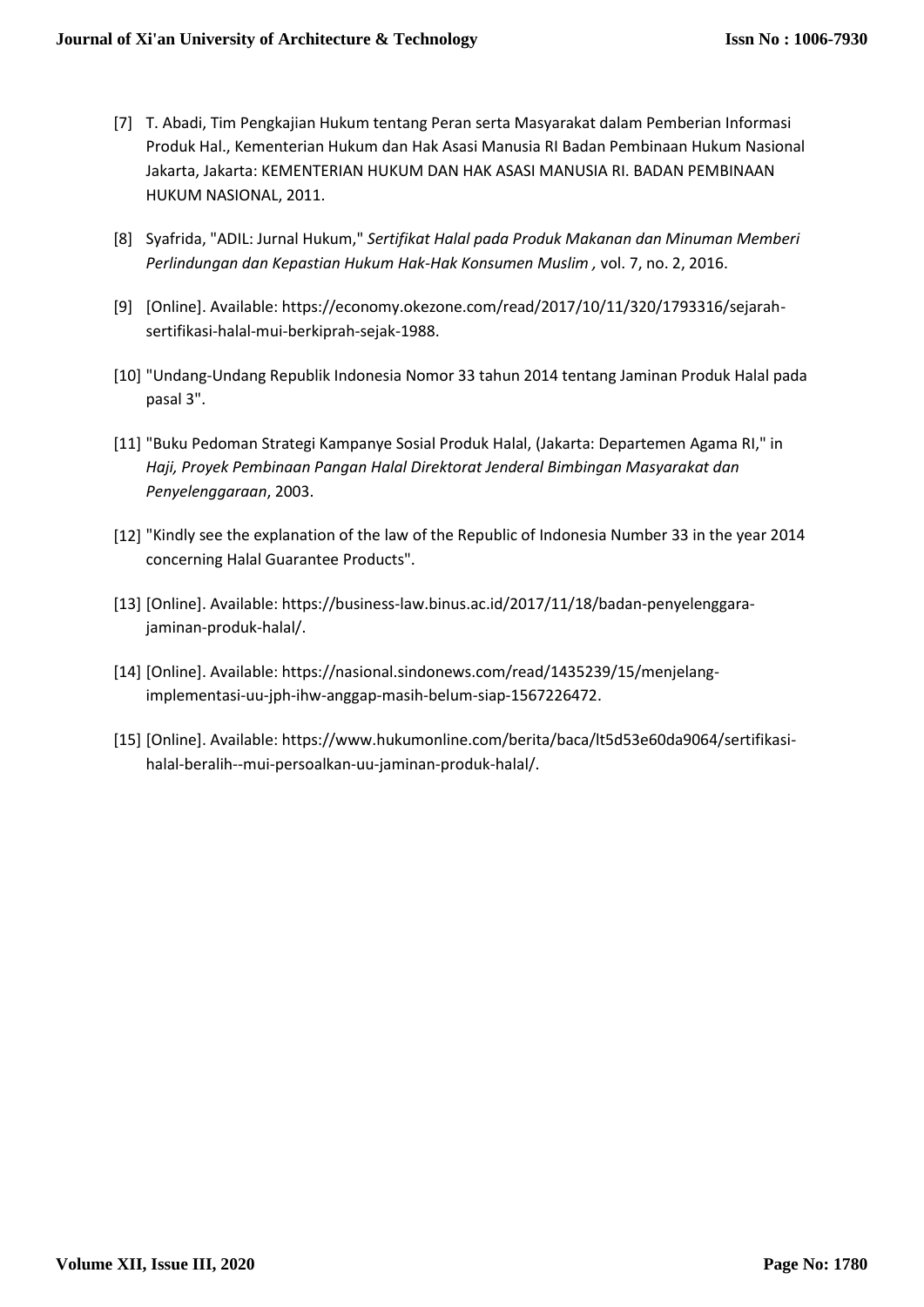[7] T. Abadi, Tim Pengkajian Hukum tentang Peran serta Masyarakat dalam Pemberian Informasi Produk Hal., Kementerian Hukum dan Hak Asasi Manusia RI Badan Pembinaan Hukum Nasional Jakarta, Jakarta: KEMENTERIAN HUKUM DAN HAK ASASI MANUSIA RI. BADAN PEMBINAAN HUKUM NASIONAL, 2011.

[8] Syafrida, "ADIL: Jurnal Hukum," *Sertifikat Halal pada Produk Makanan dan Minuman Memberi Perlindungan dan Kepastian Hukum Hak-Hak Konsumen Muslim ,* vol. 7, no. 2, 2016.

[9] [Online]. Available: https://economy.okezone.com/read/2017/10/11/320/1793316/sejarah-sertifikasi-halal-mui-berkiprah-sejak-1988.

[10] "Undang-Undang Republik Indonesia Nomor 33 tahun 2014 tentang Jaminan Produk Halal pada pasal 3".

[11] "Buku Pedoman Strategi Kampanye Sosial Produk Halal, (Jakarta: Departemen Agama RI," in *Haji, Proyek Pembinaan Pangan Halal Direktorat Jenderal Bimbingan Masyarakat dan Penyelenggaraan*, 2003.

[12] "Kindly see the explanation of the law of the Republic of Indonesia Number 33 in the year 2014 concerning Halal Guarantee Products".

[13] [Online]. Available: https://business-law.binus.ac.id/2017/11/18/badan-penyelenggara-jaminan-produk-halal/.

[14] [Online]. Available: https://nasional.sindonews.com/read/1435239/15/menjelang-implementasi-uu-jph-ihw-anggap-masih-belum-siap-1567226472.

[15] [Online]. Available: https://www.hukumonline.com/berita/baca/lt5d53e60da9064/sertifikasi-halal-beralih--mui-persoalkan-uu-jaminan-produk-halal/.